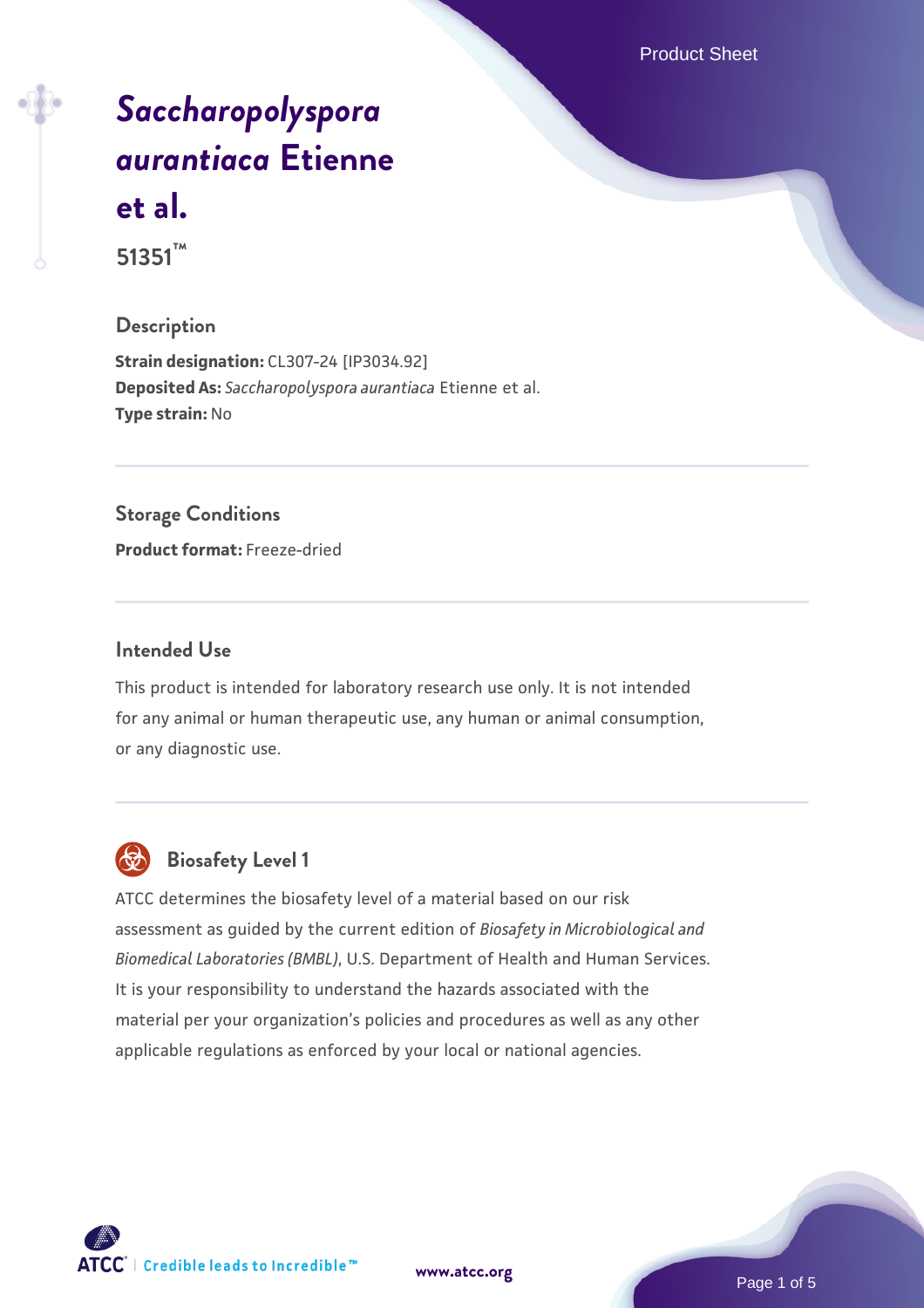# *Saccharopolyspora aurantiaca* Etienne et al.

**51351™**

## Description

**Strain designation:** CL307-24 [IP3034.92]
**Deposited As:** *Saccharopolyspora aurantiaca* Etienne et al.
**Type strain:** No

## Storage Conditions

**Product format:** Freeze-dried

## Intended Use

This product is intended for laboratory research use only. It is not intended for any animal or human therapeutic use, any human or animal consumption, or any diagnostic use.

## Biosafety Level 1

ATCC determines the biosafety level of a material based on our risk assessment as guided by the current edition of *Biosafety in Microbiological and Biomedical Laboratories (BMBL)*, U.S. Department of Health and Human Services. It is your responsibility to understand the hazards associated with the material per your organization's policies and procedures as well as any other applicable regulations as enforced by your local or national agencies.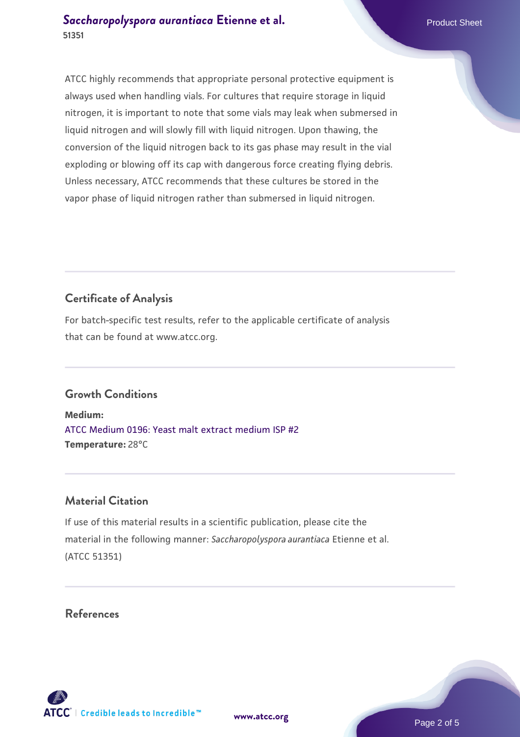ATCC highly recommends that appropriate personal protective equipment is always used when handling vials. For cultures that require storage in liquid nitrogen, it is important to note that some vials may leak when submersed in liquid nitrogen and will slowly fill with liquid nitrogen. Upon thawing, the conversion of the liquid nitrogen back to its gas phase may result in the vial exploding or blowing off its cap with dangerous force creating flying debris. Unless necessary, ATCC recommends that these cultures be stored in the vapor phase of liquid nitrogen rather than submersed in liquid nitrogen.

## Certificate of Analysis

For batch-specific test results, refer to the applicable certificate of analysis that can be found at www.atcc.org.

## Growth Conditions

**Medium:**
ATCC Medium 0196: Yeast malt extract medium ISP #2
**Temperature:** 28°C

## Material Citation

If use of this material results in a scientific publication, please cite the material in the following manner: *Saccharopolyspora aurantiaca* Etienne et al. (ATCC 51351)

## References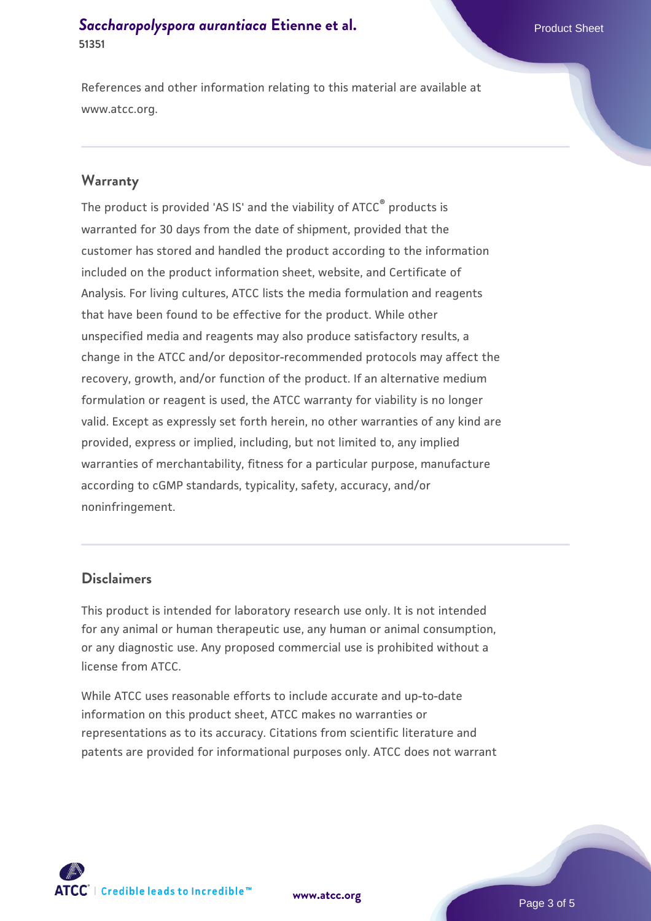References and other information relating to this material are available at www.atcc.org.

## Warranty

The product is provided 'AS IS' and the viability of ATCC® products is warranted for 30 days from the date of shipment, provided that the customer has stored and handled the product according to the information included on the product information sheet, website, and Certificate of Analysis. For living cultures, ATCC lists the media formulation and reagents that have been found to be effective for the product. While other unspecified media and reagents may also produce satisfactory results, a change in the ATCC and/or depositor-recommended protocols may affect the recovery, growth, and/or function of the product. If an alternative medium formulation or reagent is used, the ATCC warranty for viability is no longer valid. Except as expressly set forth herein, no other warranties of any kind are provided, express or implied, including, but not limited to, any implied warranties of merchantability, fitness for a particular purpose, manufacture according to cGMP standards, typicality, safety, accuracy, and/or noninfringement.

## Disclaimers

This product is intended for laboratory research use only. It is not intended for any animal or human therapeutic use, any human or animal consumption, or any diagnostic use. Any proposed commercial use is prohibited without a license from ATCC.

While ATCC uses reasonable efforts to include accurate and up-to-date information on this product sheet, ATCC makes no warranties or representations as to its accuracy. Citations from scientific literature and patents are provided for informational purposes only. ATCC does not warrant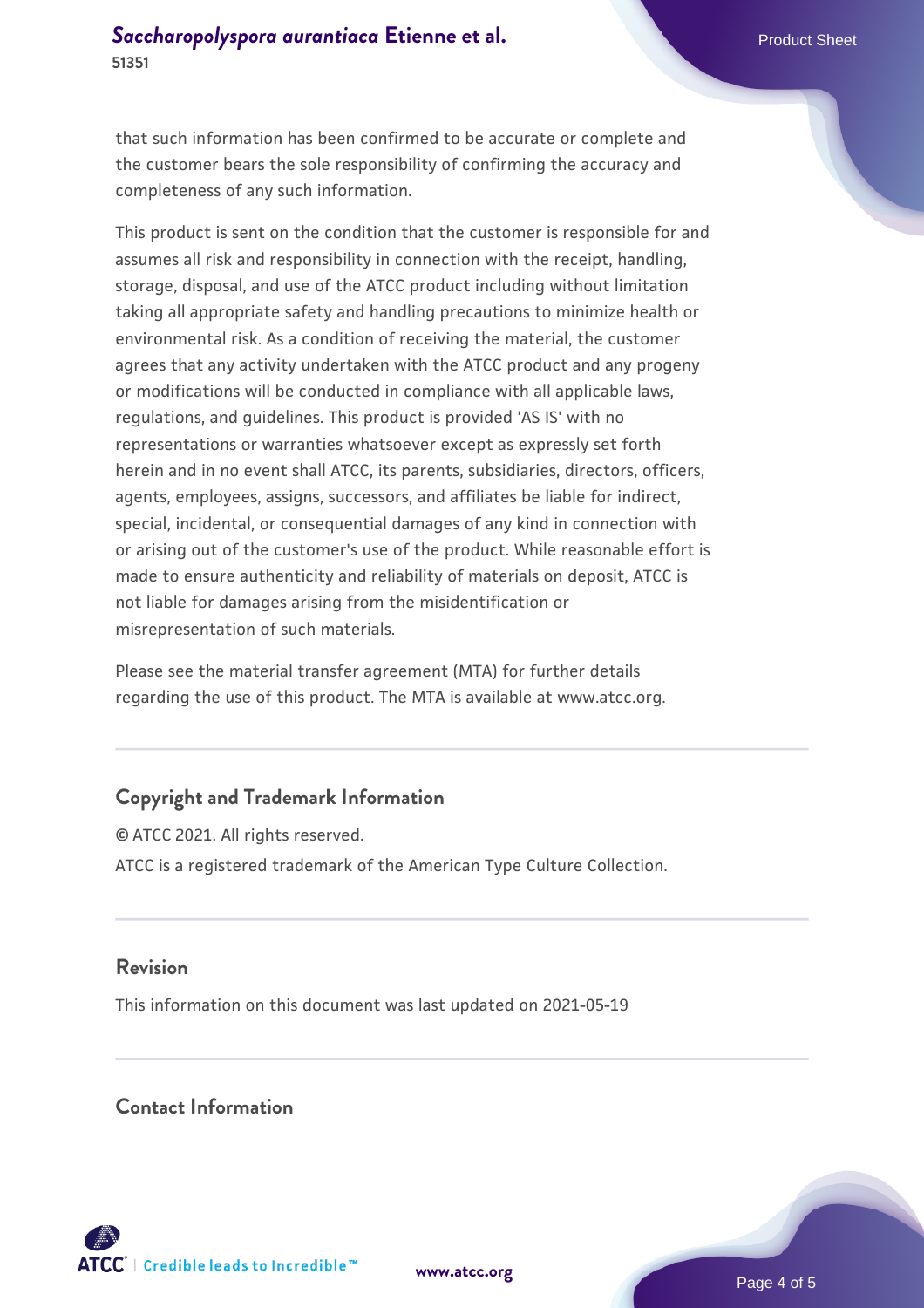that such information has been confirmed to be accurate or complete and the customer bears the sole responsibility of confirming the accuracy and completeness of any such information.

This product is sent on the condition that the customer is responsible for and assumes all risk and responsibility in connection with the receipt, handling, storage, disposal, and use of the ATCC product including without limitation taking all appropriate safety and handling precautions to minimize health or environmental risk. As a condition of receiving the material, the customer agrees that any activity undertaken with the ATCC product and any progeny or modifications will be conducted in compliance with all applicable laws, regulations, and guidelines. This product is provided 'AS IS' with no representations or warranties whatsoever except as expressly set forth herein and in no event shall ATCC, its parents, subsidiaries, directors, officers, agents, employees, assigns, successors, and affiliates be liable for indirect, special, incidental, or consequential damages of any kind in connection with or arising out of the customer's use of the product. While reasonable effort is made to ensure authenticity and reliability of materials on deposit, ATCC is not liable for damages arising from the misidentification or misrepresentation of such materials.

Please see the material transfer agreement (MTA) for further details regarding the use of this product. The MTA is available at www.atcc.org.

## Copyright and Trademark Information

© ATCC 2021. All rights reserved.

ATCC is a registered trademark of the American Type Culture Collection.

## Revision

This information on this document was last updated on 2021-05-19

## Contact Information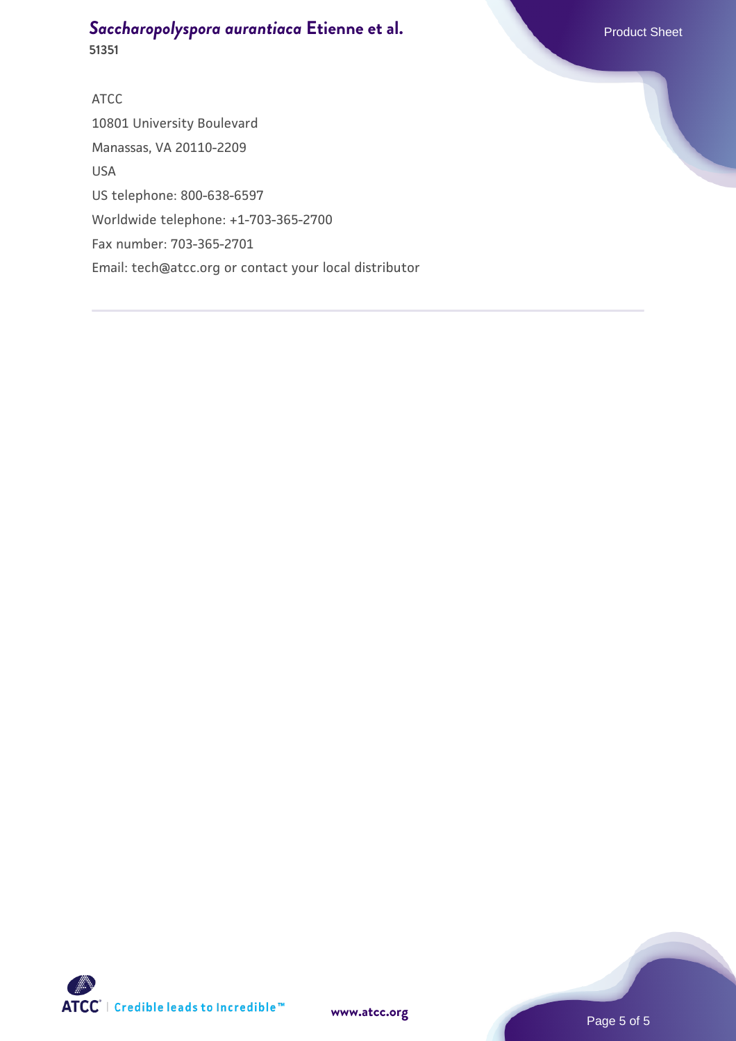ATCC

10801 University Boulevard

Manassas, VA 20110-2209

USA

US telephone: 800-638-6597

Worldwide telephone: +1-703-365-2700

Fax number: 703-365-2701

Email: tech@atcc.org or contact your local distributor